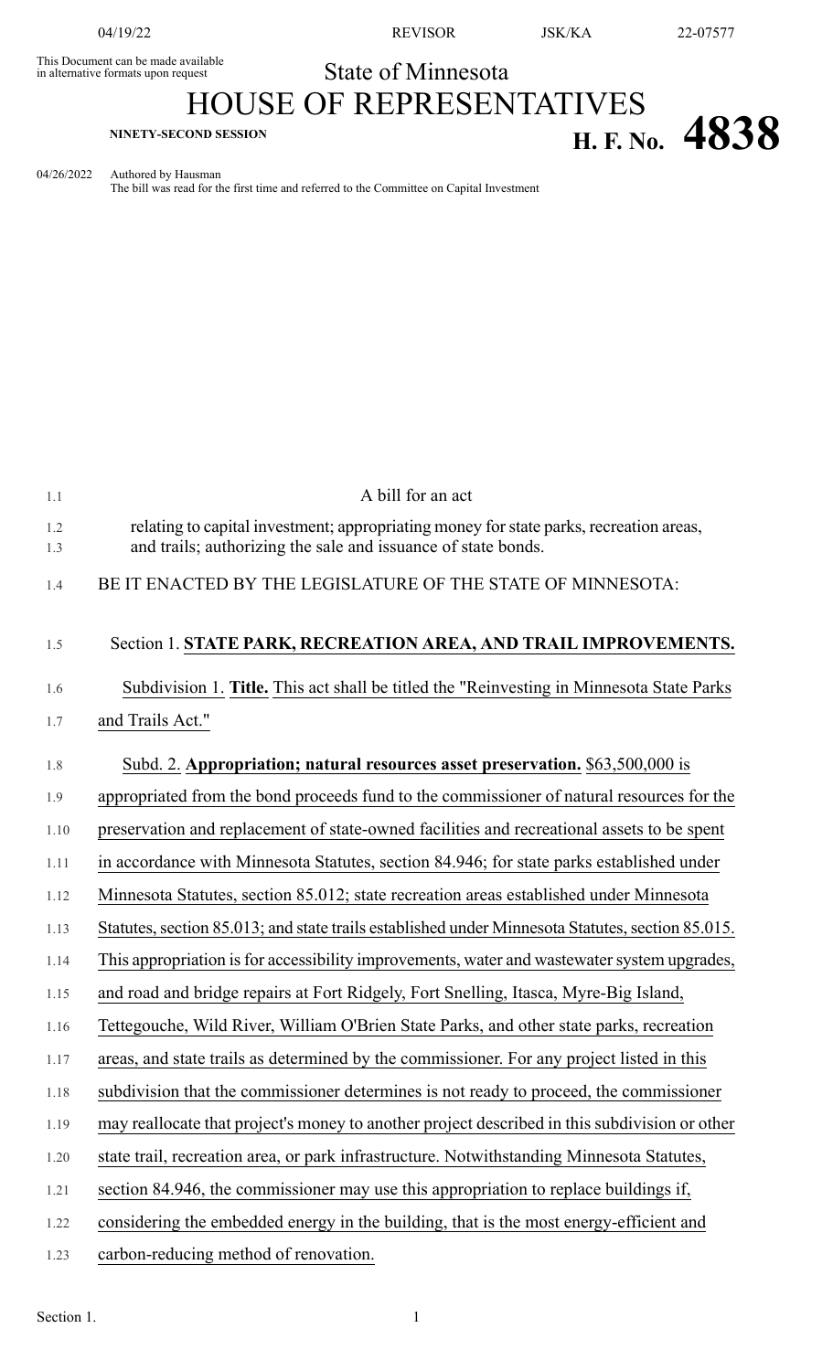This Document can be made available in alternative formats upon request

State of Minnesota

# HOUSE OF REPRESENTATIVES

NINETY-SECOND SESSION

**H. F. No. 4838**

04/26/2022 Authored by Hausman
The bill was read for the first time and referred to the Committee on Capital Investment

A bill for an act

relating to capital investment; appropriating money for state parks, recreation areas, and trails; authorizing the sale and issuance of state bonds.

BE IT ENACTED BY THE LEGISLATURE OF THE STATE OF MINNESOTA:

Section 1. **STATE PARK, RECREATION AREA, AND TRAIL IMPROVEMENTS.**

Subdivision 1. **Title.** This act shall be titled the "Reinvesting in Minnesota State Parks and Trails Act."

Subd. 2. **Appropriation; natural resources asset preservation.** $63,500,000 is appropriated from the bond proceeds fund to the commissioner of natural resources for the preservation and replacement of state-owned facilities and recreational assets to be spent in accordance with Minnesota Statutes, section 84.946; for state parks established under Minnesota Statutes, section 85.012; state recreation areas established under Minnesota Statutes, section 85.013; and state trails established under Minnesota Statutes, section 85.015. This appropriation is for accessibility improvements, water and wastewater system upgrades, and road and bridge repairs at Fort Ridgely, Fort Snelling, Itasca, Myre-Big Island, Tettegouche, Wild River, William O'Brien State Parks, and other state parks, recreation areas, and state trails as determined by the commissioner. For any project listed in this subdivision that the commissioner determines is not ready to proceed, the commissioner may reallocate that project's money to another project described in this subdivision or other state trail, recreation area, or park infrastructure. Notwithstanding Minnesota Statutes, section 84.946, the commissioner may use this appropriation to replace buildings if, considering the embedded energy in the building, that is the most energy-efficient and carbon-reducing method of renovation.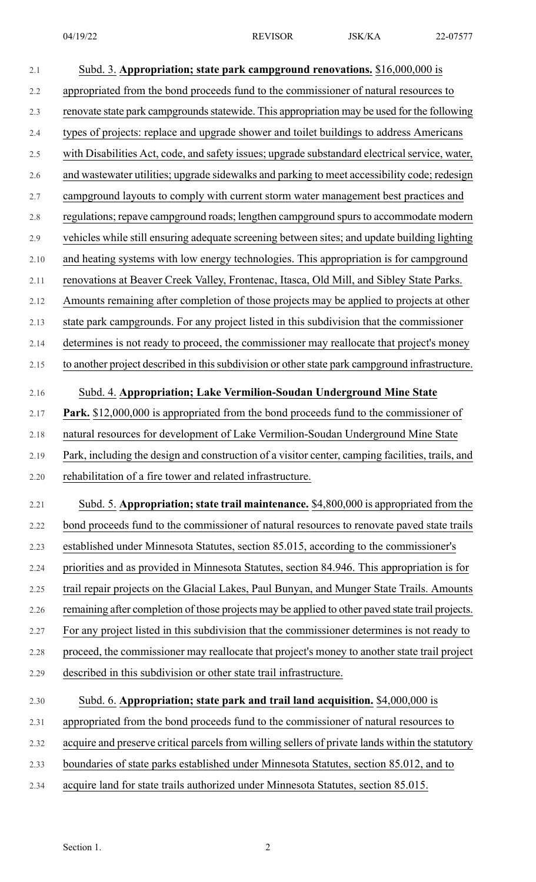Subd. 3. **Appropriation; state park campground renovations.** $16,000,000 is appropriated from the bond proceeds fund to the commissioner of natural resources to renovate state park campgrounds statewide. This appropriation may be used for the following types of projects: replace and upgrade shower and toilet buildings to address Americans with Disabilities Act, code, and safety issues; upgrade substandard electrical service, water, and wastewater utilities; upgrade sidewalks and parking to meet accessibility code; redesign campground layouts to comply with current storm water management best practices and regulations; repave campground roads; lengthen campground spurs to accommodate modern vehicles while still ensuring adequate screening between sites; and update building lighting and heating systems with low energy technologies. This appropriation is for campground renovations at Beaver Creek Valley, Frontenac, Itasca, Old Mill, and Sibley State Parks. Amounts remaining after completion of those projects may be applied to projects at other state park campgrounds. For any project listed in this subdivision that the commissioner determines is not ready to proceed, the commissioner may reallocate that project's money to another project described in this subdivision or other state park campground infrastructure.

Subd. 4. **Appropriation; Lake Vermilion-Soudan Underground Mine State Park.** $12,000,000 is appropriated from the bond proceeds fund to the commissioner of natural resources for development of Lake Vermilion-Soudan Underground Mine State Park, including the design and construction of a visitor center, camping facilities, trails, and rehabilitation of a fire tower and related infrastructure.

Subd. 5. **Appropriation; state trail maintenance.** $4,800,000 is appropriated from the bond proceeds fund to the commissioner of natural resources to renovate paved state trails established under Minnesota Statutes, section 85.015, according to the commissioner's priorities and as provided in Minnesota Statutes, section 84.946. This appropriation is for trail repair projects on the Glacial Lakes, Paul Bunyan, and Munger State Trails. Amounts remaining after completion of those projects may be applied to other paved state trail projects. For any project listed in this subdivision that the commissioner determines is not ready to proceed, the commissioner may reallocate that project's money to another state trail project described in this subdivision or other state trail infrastructure.

Subd. 6. **Appropriation; state park and trail land acquisition.** $4,000,000 is appropriated from the bond proceeds fund to the commissioner of natural resources to acquire and preserve critical parcels from willing sellers of private lands within the statutory boundaries of state parks established under Minnesota Statutes, section 85.012, and to acquire land for state trails authorized under Minnesota Statutes, section 85.015.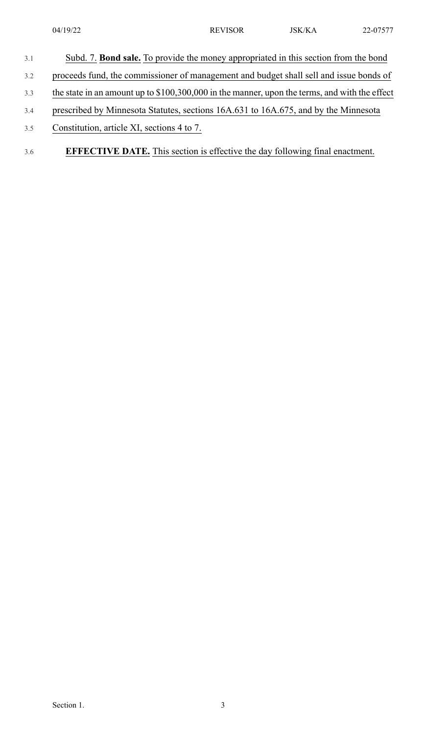Subd. 7. **Bond sale.** To provide the money appropriated in this section from the bond proceeds fund, the commissioner of management and budget shall sell and issue bonds of the state in an amount up to $100,300,000 in the manner, upon the terms, and with the effect prescribed by Minnesota Statutes, sections 16A.631 to 16A.675, and by the Minnesota Constitution, article XI, sections 4 to 7.

**EFFECTIVE DATE.** This section is effective the day following final enactment.